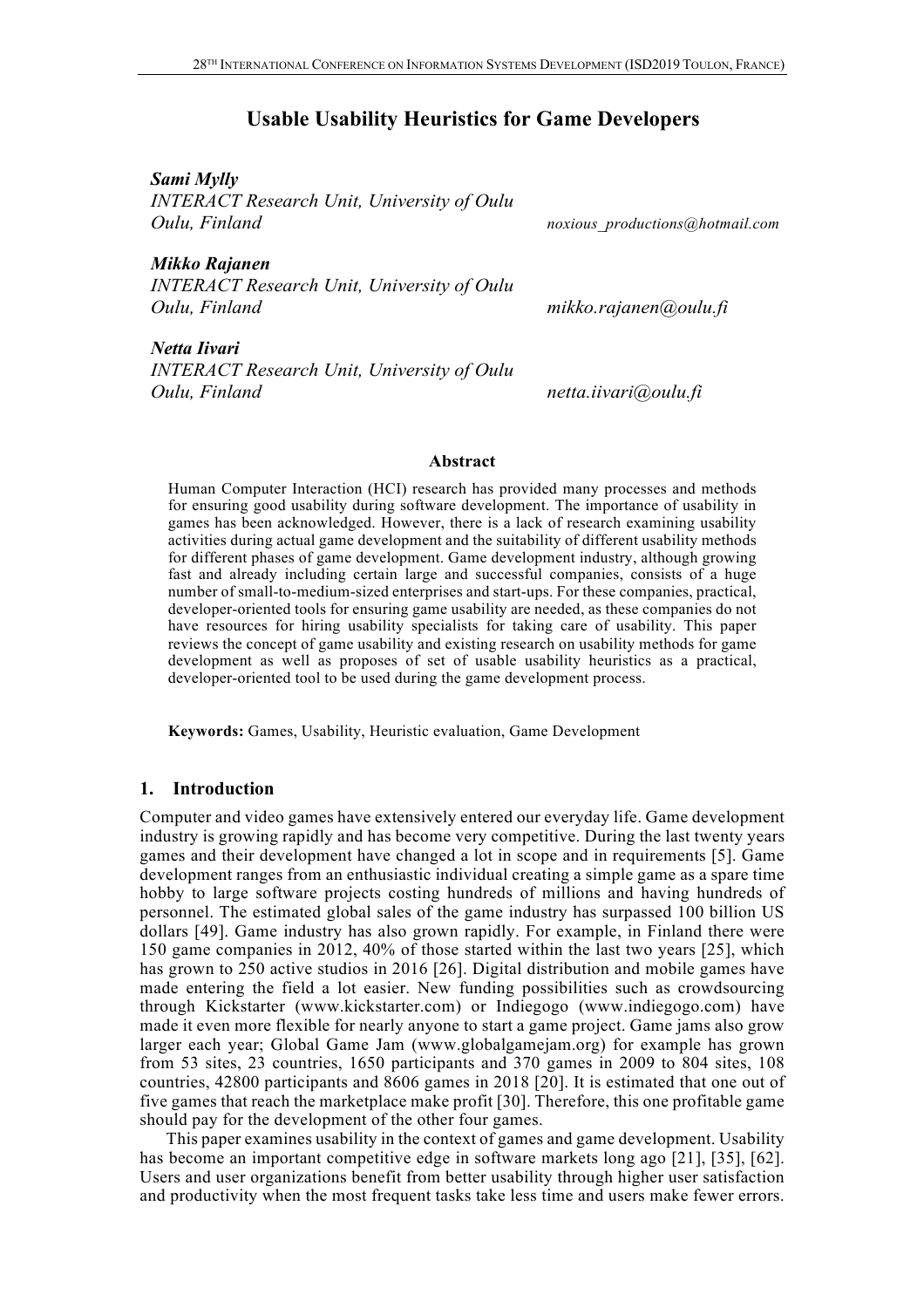# Usable Usability Heuristics for Game Developers

***Sami Mylly***
*INTERACT Research Unit, University of Oulu*
*Oulu, Finland* *noxious_productions@hotmail.com*

***Mikko Rajanen***
*INTERACT Research Unit, University of Oulu*
*Oulu, Finland* *mikko.rajanen@oulu.fi*

***Netta Iivari***
*INTERACT Research Unit, University of Oulu*
*Oulu, Finland* *netta.iivari@oulu.fi*

### Abstract

Human Computer Interaction (HCI) research has provided many processes and methods for ensuring good usability during software development. The importance of usability in games has been acknowledged. However, there is a lack of research examining usability activities during actual game development and the suitability of different usability methods for different phases of game development. Game development industry, although growing fast and already including certain large and successful companies, consists of a huge number of small-to-medium-sized enterprises and start-ups. For these companies, practical, developer-oriented tools for ensuring game usability are needed, as these companies do not have resources for hiring usability specialists for taking care of usability. This paper reviews the concept of game usability and existing research on usability methods for game development as well as proposes of set of usable usability heuristics as a practical, developer-oriented tool to be used during the game development process.

**Keywords:** Games, Usability, Heuristic evaluation, Game Development

## 1. Introduction

Computer and video games have extensively entered our everyday life. Game development industry is growing rapidly and has become very competitive. During the last twenty years games and their development have changed a lot in scope and in requirements [5]. Game development ranges from an enthusiastic individual creating a simple game as a spare time hobby to large software projects costing hundreds of millions and having hundreds of personnel. The estimated global sales of the game industry has surpassed 100 billion US dollars [49]. Game industry has also grown rapidly. For example, in Finland there were 150 game companies in 2012, 40% of those started within the last two years [25], which has grown to 250 active studios in 2016 [26]. Digital distribution and mobile games have made entering the field a lot easier. New funding possibilities such as crowdsourcing through Kickstarter (www.kickstarter.com) or Indiegogo (www.indiegogo.com) have made it even more flexible for nearly anyone to start a game project. Game jams also grow larger each year; Global Game Jam (www.globalgamejam.org) for example has grown from 53 sites, 23 countries, 1650 participants and 370 games in 2009 to 804 sites, 108 countries, 42800 participants and 8606 games in 2018 [20]. It is estimated that one out of five games that reach the marketplace make profit [30]. Therefore, this one profitable game should pay for the development of the other four games.

This paper examines usability in the context of games and game development. Usability has become an important competitive edge in software markets long ago [21], [35], [62]. Users and user organizations benefit from better usability through higher user satisfaction and productivity when the most frequent tasks take less time and users make fewer errors.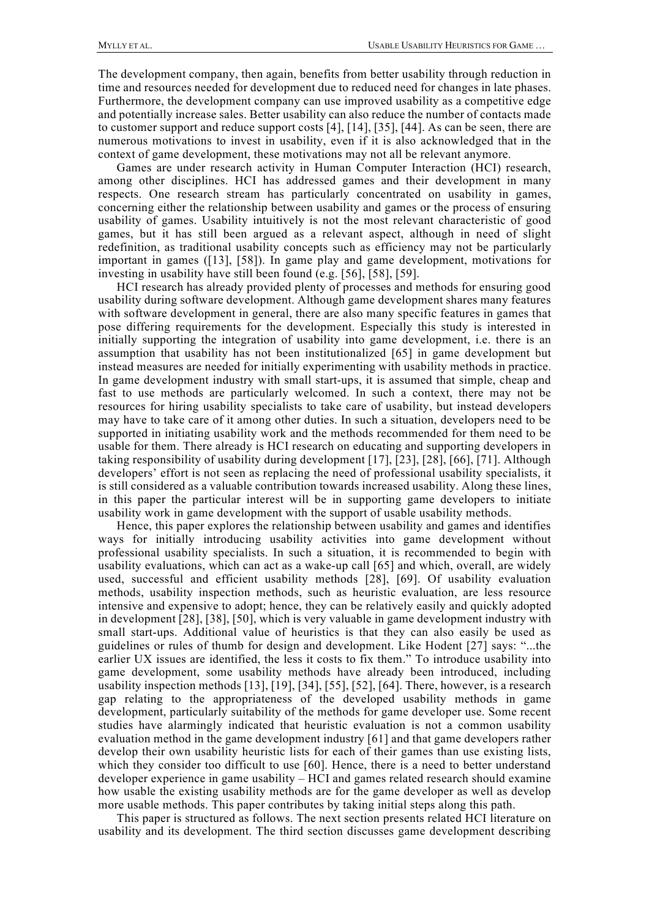The development company, then again, benefits from better usability through reduction in time and resources needed for development due to reduced need for changes in late phases. Furthermore, the development company can use improved usability as a competitive edge and potentially increase sales. Better usability can also reduce the number of contacts made to customer support and reduce support costs [4], [14], [35], [44]. As can be seen, there are numerous motivations to invest in usability, even if it is also acknowledged that in the context of game development, these motivations may not all be relevant anymore.

Games are under research activity in Human Computer Interaction (HCI) research, among other disciplines. HCI has addressed games and their development in many respects. One research stream has particularly concentrated on usability in games, concerning either the relationship between usability and games or the process of ensuring usability of games. Usability intuitively is not the most relevant characteristic of good games, but it has still been argued as a relevant aspect, although in need of slight redefinition, as traditional usability concepts such as efficiency may not be particularly important in games ([13], [58]). In game play and game development, motivations for investing in usability have still been found (e.g. [56], [58], [59].

HCI research has already provided plenty of processes and methods for ensuring good usability during software development. Although game development shares many features with software development in general, there are also many specific features in games that pose differing requirements for the development. Especially this study is interested in initially supporting the integration of usability into game development, i.e. there is an assumption that usability has not been institutionalized [65] in game development but instead measures are needed for initially experimenting with usability methods in practice. In game development industry with small start-ups, it is assumed that simple, cheap and fast to use methods are particularly welcomed. In such a context, there may not be resources for hiring usability specialists to take care of usability, but instead developers may have to take care of it among other duties. In such a situation, developers need to be supported in initiating usability work and the methods recommended for them need to be usable for them. There already is HCI research on educating and supporting developers in taking responsibility of usability during development [17], [23], [28], [66], [71]. Although developers' effort is not seen as replacing the need of professional usability specialists, it is still considered as a valuable contribution towards increased usability. Along these lines, in this paper the particular interest will be in supporting game developers to initiate usability work in game development with the support of usable usability methods.

Hence, this paper explores the relationship between usability and games and identifies ways for initially introducing usability activities into game development without professional usability specialists. In such a situation, it is recommended to begin with usability evaluations, which can act as a wake-up call [65] and which, overall, are widely used, successful and efficient usability methods [28], [69]. Of usability evaluation methods, usability inspection methods, such as heuristic evaluation, are less resource intensive and expensive to adopt; hence, they can be relatively easily and quickly adopted in development [28], [38], [50], which is very valuable in game development industry with small start-ups. Additional value of heuristics is that they can also easily be used as guidelines or rules of thumb for design and development. Like Hodent [27] says: "...the earlier UX issues are identified, the less it costs to fix them." To introduce usability into game development, some usability methods have already been introduced, including usability inspection methods [13], [19], [34], [55], [52], [64]. There, however, is a research gap relating to the appropriateness of the developed usability methods in game development, particularly suitability of the methods for game developer use. Some recent studies have alarmingly indicated that heuristic evaluation is not a common usability evaluation method in the game development industry [61] and that game developers rather develop their own usability heuristic lists for each of their games than use existing lists, which they consider too difficult to use [60]. Hence, there is a need to better understand developer experience in game usability – HCI and games related research should examine how usable the existing usability methods are for the game developer as well as develop more usable methods. This paper contributes by taking initial steps along this path.

This paper is structured as follows. The next section presents related HCI literature on usability and its development. The third section discusses game development describing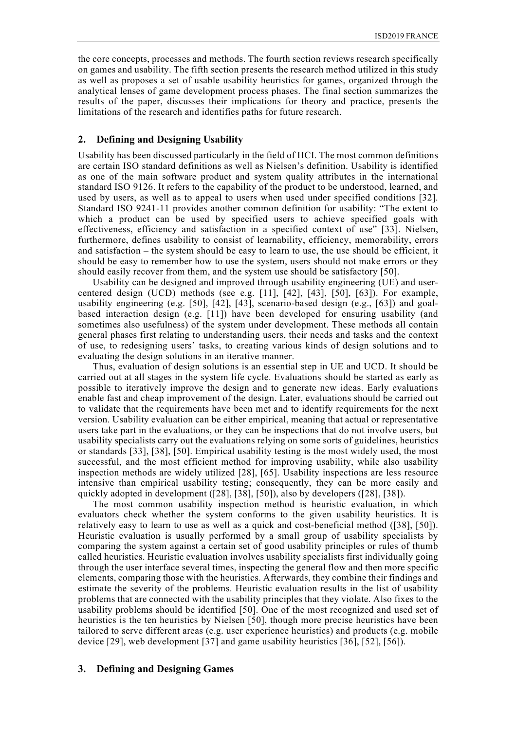the core concepts, processes and methods. The fourth section reviews research specifically on games and usability. The fifth section presents the research method utilized in this study as well as proposes a set of usable usability heuristics for games, organized through the analytical lenses of game development process phases. The final section summarizes the results of the paper, discusses their implications for theory and practice, presents the limitations of the research and identifies paths for future research.

## 2. Defining and Designing Usability

Usability has been discussed particularly in the field of HCI. The most common definitions are certain ISO standard definitions as well as Nielsen's definition. Usability is identified as one of the main software product and system quality attributes in the international standard ISO 9126. It refers to the capability of the product to be understood, learned, and used by users, as well as to appeal to users when used under specified conditions [32]. Standard ISO 9241-11 provides another common definition for usability: "The extent to which a product can be used by specified users to achieve specified goals with effectiveness, efficiency and satisfaction in a specified context of use" [33]. Nielsen, furthermore, defines usability to consist of learnability, efficiency, memorability, errors and satisfaction – the system should be easy to learn to use, the use should be efficient, it should be easy to remember how to use the system, users should not make errors or they should easily recover from them, and the system use should be satisfactory [50].

Usability can be designed and improved through usability engineering (UE) and user-centered design (UCD) methods (see e.g. [11], [42], [43], [50], [63]). For example, usability engineering (e.g. [50], [42], [43], scenario-based design (e.g., [63]) and goal-based interaction design (e.g. [11]) have been developed for ensuring usability (and sometimes also usefulness) of the system under development. These methods all contain general phases first relating to understanding users, their needs and tasks and the context of use, to redesigning users' tasks, to creating various kinds of design solutions and to evaluating the design solutions in an iterative manner.

Thus, evaluation of design solutions is an essential step in UE and UCD. It should be carried out at all stages in the system life cycle. Evaluations should be started as early as possible to iteratively improve the design and to generate new ideas. Early evaluations enable fast and cheap improvement of the design. Later, evaluations should be carried out to validate that the requirements have been met and to identify requirements for the next version. Usability evaluation can be either empirical, meaning that actual or representative users take part in the evaluations, or they can be inspections that do not involve users, but usability specialists carry out the evaluations relying on some sorts of guidelines, heuristics or standards [33], [38], [50]. Empirical usability testing is the most widely used, the most successful, and the most efficient method for improving usability, while also usability inspection methods are widely utilized [28], [65]. Usability inspections are less resource intensive than empirical usability testing; consequently, they can be more easily and quickly adopted in development ([28], [38], [50]), also by developers ([28], [38]).

The most common usability inspection method is heuristic evaluation, in which evaluators check whether the system conforms to the given usability heuristics. It is relatively easy to learn to use as well as a quick and cost-beneficial method ([38], [50]). Heuristic evaluation is usually performed by a small group of usability specialists by comparing the system against a certain set of good usability principles or rules of thumb called heuristics. Heuristic evaluation involves usability specialists first individually going through the user interface several times, inspecting the general flow and then more specific elements, comparing those with the heuristics. Afterwards, they combine their findings and estimate the severity of the problems. Heuristic evaluation results in the list of usability problems that are connected with the usability principles that they violate. Also fixes to the usability problems should be identified [50]. One of the most recognized and used set of heuristics is the ten heuristics by Nielsen [50], though more precise heuristics have been tailored to serve different areas (e.g. user experience heuristics) and products (e.g. mobile device [29], web development [37] and game usability heuristics [36], [52], [56]).

## 3. Defining and Designing Games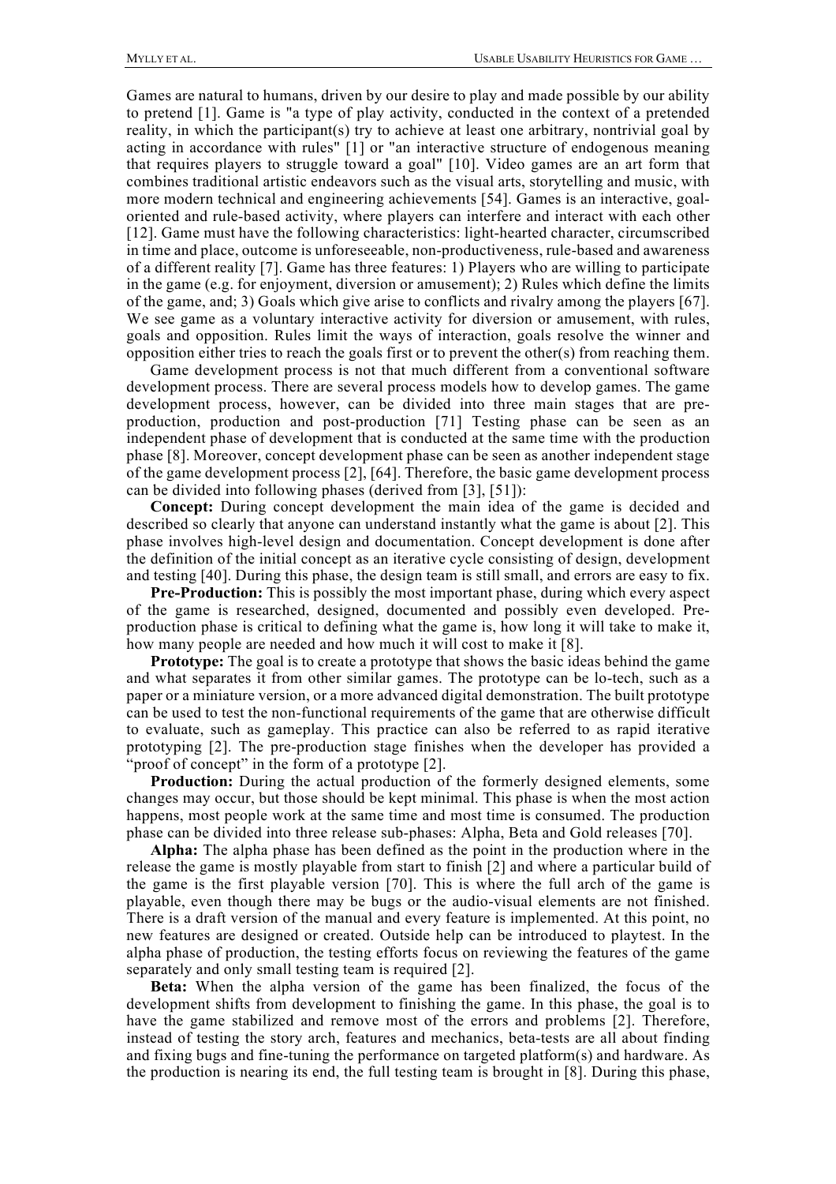Games are natural to humans, driven by our desire to play and made possible by our ability to pretend [1]. Game is "a type of play activity, conducted in the context of a pretended reality, in which the participant(s) try to achieve at least one arbitrary, nontrivial goal by acting in accordance with rules" [1] or "an interactive structure of endogenous meaning that requires players to struggle toward a goal" [10]. Video games are an art form that combines traditional artistic endeavors such as the visual arts, storytelling and music, with more modern technical and engineering achievements [54]. Games is an interactive, goal-oriented and rule-based activity, where players can interfere and interact with each other [12]. Game must have the following characteristics: light-hearted character, circumscribed in time and place, outcome is unforeseeable, non-productiveness, rule-based and awareness of a different reality [7]. Game has three features: 1) Players who are willing to participate in the game (e.g. for enjoyment, diversion or amusement); 2) Rules which define the limits of the game, and; 3) Goals which give arise to conflicts and rivalry among the players [67]. We see game as a voluntary interactive activity for diversion or amusement, with rules, goals and opposition. Rules limit the ways of interaction, goals resolve the winner and opposition either tries to reach the goals first or to prevent the other(s) from reaching them.

Game development process is not that much different from a conventional software development process. There are several process models how to develop games. The game development process, however, can be divided into three main stages that are pre-production, production and post-production [71] Testing phase can be seen as an independent phase of development that is conducted at the same time with the production phase [8]. Moreover, concept development phase can be seen as another independent stage of the game development process [2], [64]. Therefore, the basic game development process can be divided into following phases (derived from [3], [51]):

**Concept:** During concept development the main idea of the game is decided and described so clearly that anyone can understand instantly what the game is about [2]. This phase involves high-level design and documentation. Concept development is done after the definition of the initial concept as an iterative cycle consisting of design, development and testing [40]. During this phase, the design team is still small, and errors are easy to fix.

**Pre-Production:** This is possibly the most important phase, during which every aspect of the game is researched, designed, documented and possibly even developed. Pre-production phase is critical to defining what the game is, how long it will take to make it, how many people are needed and how much it will cost to make it [8].

**Prototype:** The goal is to create a prototype that shows the basic ideas behind the game and what separates it from other similar games. The prototype can be lo-tech, such as a paper or a miniature version, or a more advanced digital demonstration. The built prototype can be used to test the non-functional requirements of the game that are otherwise difficult to evaluate, such as gameplay. This practice can also be referred to as rapid iterative prototyping [2]. The pre-production stage finishes when the developer has provided a "proof of concept" in the form of a prototype [2].

**Production:** During the actual production of the formerly designed elements, some changes may occur, but those should be kept minimal. This phase is when the most action happens, most people work at the same time and most time is consumed. The production phase can be divided into three release sub-phases: Alpha, Beta and Gold releases [70].

**Alpha:** The alpha phase has been defined as the point in the production where in the release the game is mostly playable from start to finish [2] and where a particular build of the game is the first playable version [70]. This is where the full arch of the game is playable, even though there may be bugs or the audio-visual elements are not finished. There is a draft version of the manual and every feature is implemented. At this point, no new features are designed or created. Outside help can be introduced to playtest. In the alpha phase of production, the testing efforts focus on reviewing the features of the game separately and only small testing team is required [2].

**Beta:** When the alpha version of the game has been finalized, the focus of the development shifts from development to finishing the game. In this phase, the goal is to have the game stabilized and remove most of the errors and problems [2]. Therefore, instead of testing the story arch, features and mechanics, beta-tests are all about finding and fixing bugs and fine-tuning the performance on targeted platform(s) and hardware. As the production is nearing its end, the full testing team is brought in [8]. During this phase,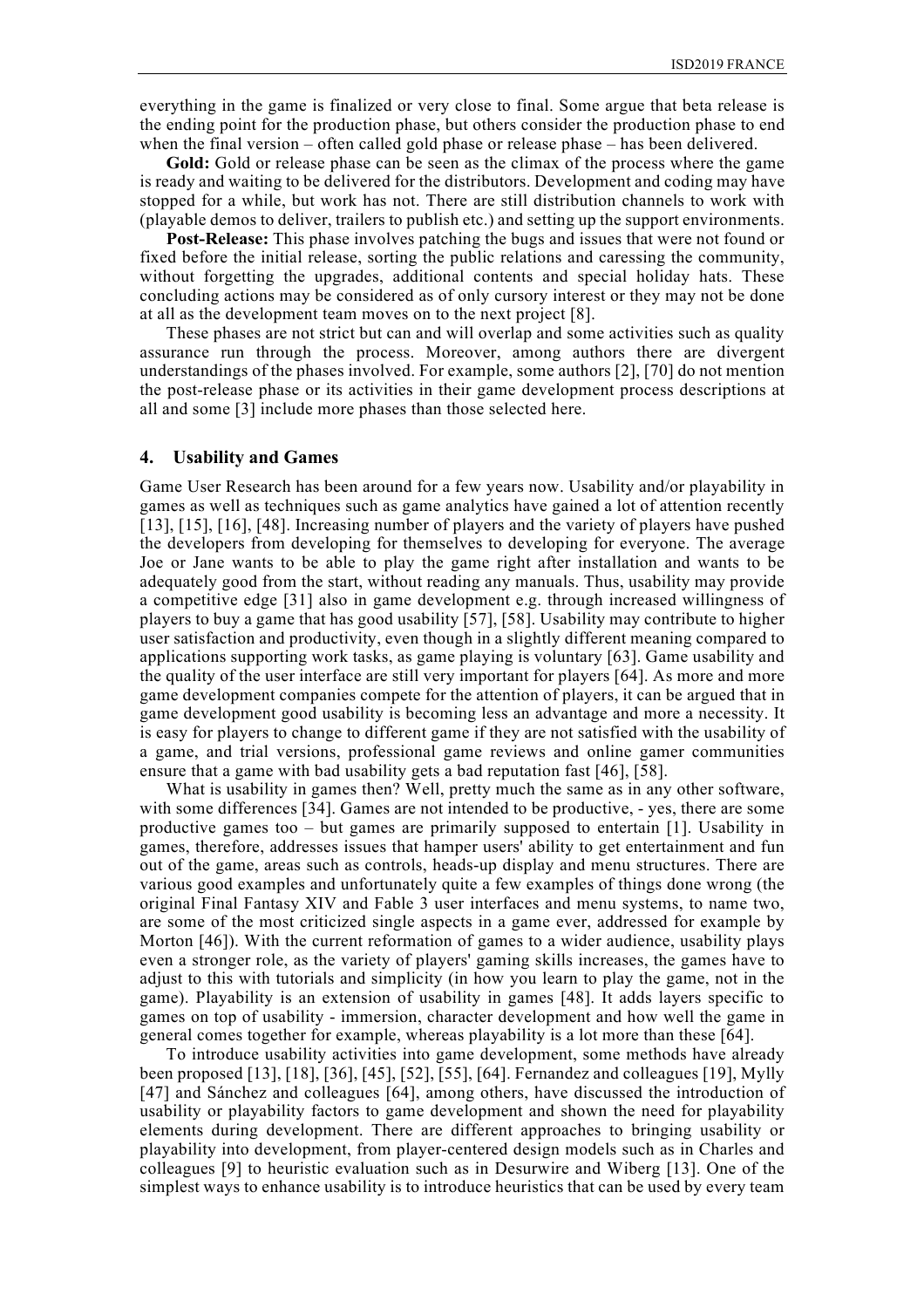everything in the game is finalized or very close to final. Some argue that beta release is the ending point for the production phase, but others consider the production phase to end when the final version – often called gold phase or release phase – has been delivered.

**Gold:** Gold or release phase can be seen as the climax of the process where the game is ready and waiting to be delivered for the distributors. Development and coding may have stopped for a while, but work has not. There are still distribution channels to work with (playable demos to deliver, trailers to publish etc.) and setting up the support environments.

**Post-Release:** This phase involves patching the bugs and issues that were not found or fixed before the initial release, sorting the public relations and caressing the community, without forgetting the upgrades, additional contents and special holiday hats. These concluding actions may be considered as of only cursory interest or they may not be done at all as the development team moves on to the next project [8].

These phases are not strict but can and will overlap and some activities such as quality assurance run through the process. Moreover, among authors there are divergent understandings of the phases involved. For example, some authors [2], [70] do not mention the post-release phase or its activities in their game development process descriptions at all and some [3] include more phases than those selected here.

## 4. Usability and Games

Game User Research has been around for a few years now. Usability and/or playability in games as well as techniques such as game analytics have gained a lot of attention recently [13], [15], [16], [48]. Increasing number of players and the variety of players have pushed the developers from developing for themselves to developing for everyone. The average Joe or Jane wants to be able to play the game right after installation and wants to be adequately good from the start, without reading any manuals. Thus, usability may provide a competitive edge [31] also in game development e.g. through increased willingness of players to buy a game that has good usability [57], [58]. Usability may contribute to higher user satisfaction and productivity, even though in a slightly different meaning compared to applications supporting work tasks, as game playing is voluntary [63]. Game usability and the quality of the user interface are still very important for players [64]. As more and more game development companies compete for the attention of players, it can be argued that in game development good usability is becoming less an advantage and more a necessity. It is easy for players to change to different game if they are not satisfied with the usability of a game, and trial versions, professional game reviews and online gamer communities ensure that a game with bad usability gets a bad reputation fast [46], [58].

What is usability in games then? Well, pretty much the same as in any other software, with some differences [34]. Games are not intended to be productive, - yes, there are some productive games too – but games are primarily supposed to entertain [1]. Usability in games, therefore, addresses issues that hamper users' ability to get entertainment and fun out of the game, areas such as controls, heads-up display and menu structures. There are various good examples and unfortunately quite a few examples of things done wrong (the original Final Fantasy XIV and Fable 3 user interfaces and menu systems, to name two, are some of the most criticized single aspects in a game ever, addressed for example by Morton [46]). With the current reformation of games to a wider audience, usability plays even a stronger role, as the variety of players' gaming skills increases, the games have to adjust to this with tutorials and simplicity (in how you learn to play the game, not in the game). Playability is an extension of usability in games [48]. It adds layers specific to games on top of usability - immersion, character development and how well the game in general comes together for example, whereas playability is a lot more than these [64].

To introduce usability activities into game development, some methods have already been proposed [13], [18], [36], [45], [52], [55], [64]. Fernandez and colleagues [19], Mylly [47] and Sánchez and colleagues [64], among others, have discussed the introduction of usability or playability factors to game development and shown the need for playability elements during development. There are different approaches to bringing usability or playability into development, from player-centered design models such as in Charles and colleagues [9] to heuristic evaluation such as in Desurwire and Wiberg [13]. One of the simplest ways to enhance usability is to introduce heuristics that can be used by every team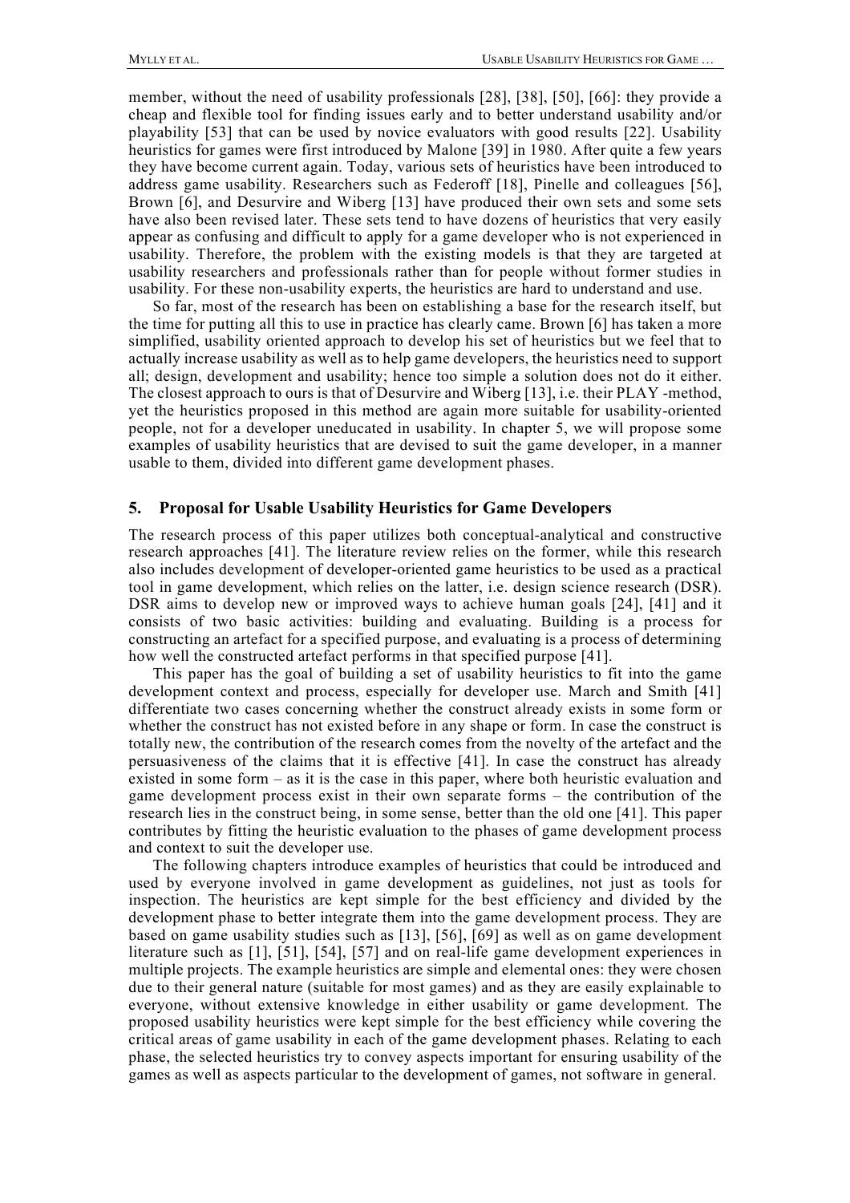member, without the need of usability professionals [28], [38], [50], [66]: they provide a cheap and flexible tool for finding issues early and to better understand usability and/or playability [53] that can be used by novice evaluators with good results [22]. Usability heuristics for games were first introduced by Malone [39] in 1980. After quite a few years they have become current again. Today, various sets of heuristics have been introduced to address game usability. Researchers such as Federoff [18], Pinelle and colleagues [56], Brown [6], and Desurvire and Wiberg [13] have produced their own sets and some sets have also been revised later. These sets tend to have dozens of heuristics that very easily appear as confusing and difficult to apply for a game developer who is not experienced in usability. Therefore, the problem with the existing models is that they are targeted at usability researchers and professionals rather than for people without former studies in usability. For these non-usability experts, the heuristics are hard to understand and use.

So far, most of the research has been on establishing a base for the research itself, but the time for putting all this to use in practice has clearly came. Brown [6] has taken a more simplified, usability oriented approach to develop his set of heuristics but we feel that to actually increase usability as well as to help game developers, the heuristics need to support all; design, development and usability; hence too simple a solution does not do it either. The closest approach to ours is that of Desurvire and Wiberg [13], i.e. their PLAY -method, yet the heuristics proposed in this method are again more suitable for usability-oriented people, not for a developer uneducated in usability. In chapter 5, we will propose some examples of usability heuristics that are devised to suit the game developer, in a manner usable to them, divided into different game development phases.

## 5. Proposal for Usable Usability Heuristics for Game Developers

The research process of this paper utilizes both conceptual-analytical and constructive research approaches [41]. The literature review relies on the former, while this research also includes development of developer-oriented game heuristics to be used as a practical tool in game development, which relies on the latter, i.e. design science research (DSR). DSR aims to develop new or improved ways to achieve human goals [24], [41] and it consists of two basic activities: building and evaluating. Building is a process for constructing an artefact for a specified purpose, and evaluating is a process of determining how well the constructed artefact performs in that specified purpose [41].

This paper has the goal of building a set of usability heuristics to fit into the game development context and process, especially for developer use. March and Smith [41] differentiate two cases concerning whether the construct already exists in some form or whether the construct has not existed before in any shape or form. In case the construct is totally new, the contribution of the research comes from the novelty of the artefact and the persuasiveness of the claims that it is effective [41]. In case the construct has already existed in some form – as it is the case in this paper, where both heuristic evaluation and game development process exist in their own separate forms – the contribution of the research lies in the construct being, in some sense, better than the old one [41]. This paper contributes by fitting the heuristic evaluation to the phases of game development process and context to suit the developer use.

The following chapters introduce examples of heuristics that could be introduced and used by everyone involved in game development as guidelines, not just as tools for inspection. The heuristics are kept simple for the best efficiency and divided by the development phase to better integrate them into the game development process. They are based on game usability studies such as [13], [56], [69] as well as on game development literature such as [1], [51], [54], [57] and on real-life game development experiences in multiple projects. The example heuristics are simple and elemental ones: they were chosen due to their general nature (suitable for most games) and as they are easily explainable to everyone, without extensive knowledge in either usability or game development. The proposed usability heuristics were kept simple for the best efficiency while covering the critical areas of game usability in each of the game development phases. Relating to each phase, the selected heuristics try to convey aspects important for ensuring usability of the games as well as aspects particular to the development of games, not software in general.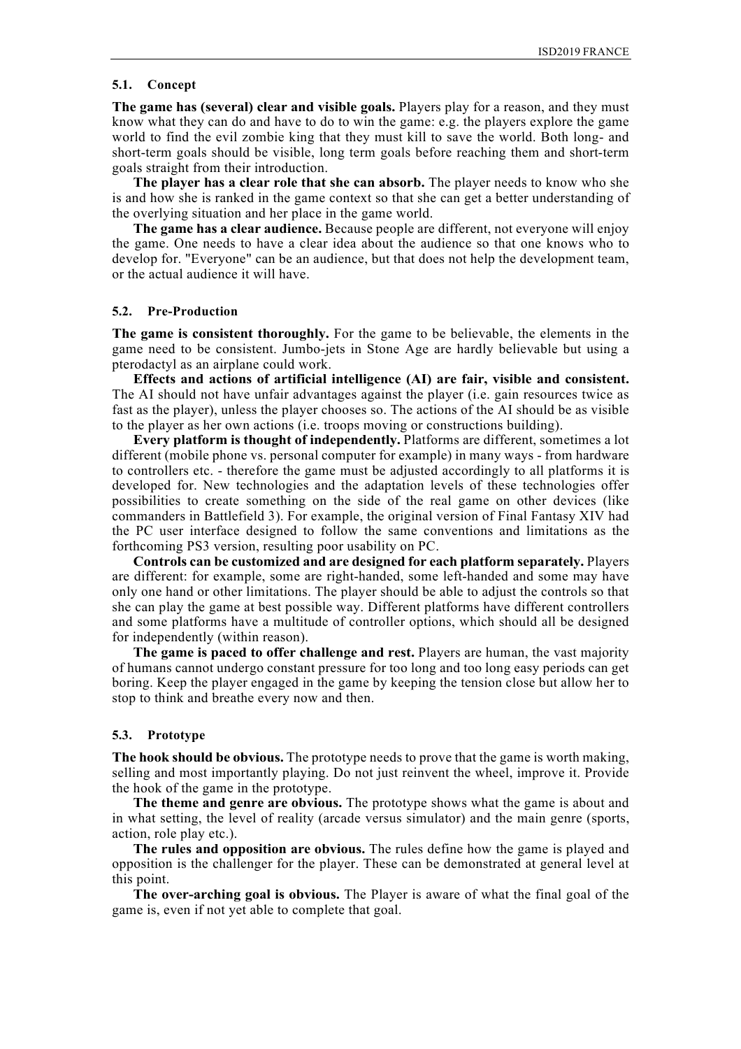### 5.1. Concept

**The game has (several) clear and visible goals.** Players play for a reason, and they must know what they can do and have to do to win the game: e.g. the players explore the game world to find the evil zombie king that they must kill to save the world. Both long- and short-term goals should be visible, long term goals before reaching them and short-term goals straight from their introduction.

**The player has a clear role that she can absorb.** The player needs to know who she is and how she is ranked in the game context so that she can get a better understanding of the overlying situation and her place in the game world.

**The game has a clear audience.** Because people are different, not everyone will enjoy the game. One needs to have a clear idea about the audience so that one knows who to develop for. "Everyone" can be an audience, but that does not help the development team, or the actual audience it will have.

### 5.2. Pre-Production

**The game is consistent thoroughly.** For the game to be believable, the elements in the game need to be consistent. Jumbo-jets in Stone Age are hardly believable but using a pterodactyl as an airplane could work.

**Effects and actions of artificial intelligence (AI) are fair, visible and consistent.** The AI should not have unfair advantages against the player (i.e. gain resources twice as fast as the player), unless the player chooses so. The actions of the AI should be as visible to the player as her own actions (i.e. troops moving or constructions building).

**Every platform is thought of independently.** Platforms are different, sometimes a lot different (mobile phone vs. personal computer for example) in many ways - from hardware to controllers etc. - therefore the game must be adjusted accordingly to all platforms it is developed for. New technologies and the adaptation levels of these technologies offer possibilities to create something on the side of the real game on other devices (like commanders in Battlefield 3). For example, the original version of Final Fantasy XIV had the PC user interface designed to follow the same conventions and limitations as the forthcoming PS3 version, resulting poor usability on PC.

**Controls can be customized and are designed for each platform separately.** Players are different: for example, some are right-handed, some left-handed and some may have only one hand or other limitations. The player should be able to adjust the controls so that she can play the game at best possible way. Different platforms have different controllers and some platforms have a multitude of controller options, which should all be designed for independently (within reason).

**The game is paced to offer challenge and rest.** Players are human, the vast majority of humans cannot undergo constant pressure for too long and too long easy periods can get boring. Keep the player engaged in the game by keeping the tension close but allow her to stop to think and breathe every now and then.

### 5.3. Prototype

**The hook should be obvious.** The prototype needs to prove that the game is worth making, selling and most importantly playing. Do not just reinvent the wheel, improve it. Provide the hook of the game in the prototype.

**The theme and genre are obvious.** The prototype shows what the game is about and in what setting, the level of reality (arcade versus simulator) and the main genre (sports, action, role play etc.).

**The rules and opposition are obvious.** The rules define how the game is played and opposition is the challenger for the player. These can be demonstrated at general level at this point.

**The over-arching goal is obvious.** The Player is aware of what the final goal of the game is, even if not yet able to complete that goal.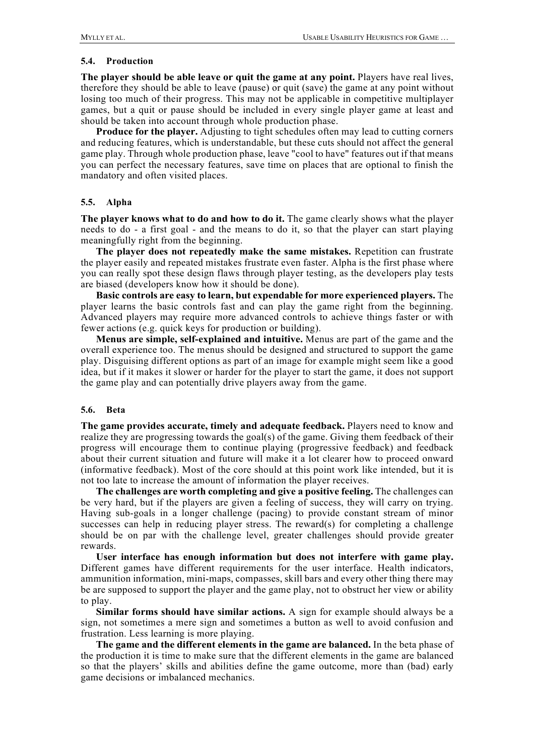### 5.4. Production

**The player should be able leave or quit the game at any point.** Players have real lives, therefore they should be able to leave (pause) or quit (save) the game at any point without losing too much of their progress. This may not be applicable in competitive multiplayer games, but a quit or pause should be included in every single player game at least and should be taken into account through whole production phase.

**Produce for the player.** Adjusting to tight schedules often may lead to cutting corners and reducing features, which is understandable, but these cuts should not affect the general game play. Through whole production phase, leave "cool to have" features out if that means you can perfect the necessary features, save time on places that are optional to finish the mandatory and often visited places.

### 5.5. Alpha

**The player knows what to do and how to do it.** The game clearly shows what the player needs to do - a first goal - and the means to do it, so that the player can start playing meaningfully right from the beginning.

**The player does not repeatedly make the same mistakes.** Repetition can frustrate the player easily and repeated mistakes frustrate even faster. Alpha is the first phase where you can really spot these design flaws through player testing, as the developers play tests are biased (developers know how it should be done).

**Basic controls are easy to learn, but expendable for more experienced players.** The player learns the basic controls fast and can play the game right from the beginning. Advanced players may require more advanced controls to achieve things faster or with fewer actions (e.g. quick keys for production or building).

**Menus are simple, self-explained and intuitive.** Menus are part of the game and the overall experience too. The menus should be designed and structured to support the game play. Disguising different options as part of an image for example might seem like a good idea, but if it makes it slower or harder for the player to start the game, it does not support the game play and can potentially drive players away from the game.

### 5.6. Beta

**The game provides accurate, timely and adequate feedback.** Players need to know and realize they are progressing towards the goal(s) of the game. Giving them feedback of their progress will encourage them to continue playing (progressive feedback) and feedback about their current situation and future will make it a lot clearer how to proceed onward (informative feedback). Most of the core should at this point work like intended, but it is not too late to increase the amount of information the player receives.

**The challenges are worth completing and give a positive feeling.** The challenges can be very hard, but if the players are given a feeling of success, they will carry on trying. Having sub-goals in a longer challenge (pacing) to provide constant stream of minor successes can help in reducing player stress. The reward(s) for completing a challenge should be on par with the challenge level, greater challenges should provide greater rewards.

**User interface has enough information but does not interfere with game play.** Different games have different requirements for the user interface. Health indicators, ammunition information, mini-maps, compasses, skill bars and every other thing there may be are supposed to support the player and the game play, not to obstruct her view or ability to play.

**Similar forms should have similar actions.** A sign for example should always be a sign, not sometimes a mere sign and sometimes a button as well to avoid confusion and frustration. Less learning is more playing.

**The game and the different elements in the game are balanced.** In the beta phase of the production it is time to make sure that the different elements in the game are balanced so that the players' skills and abilities define the game outcome, more than (bad) early game decisions or imbalanced mechanics.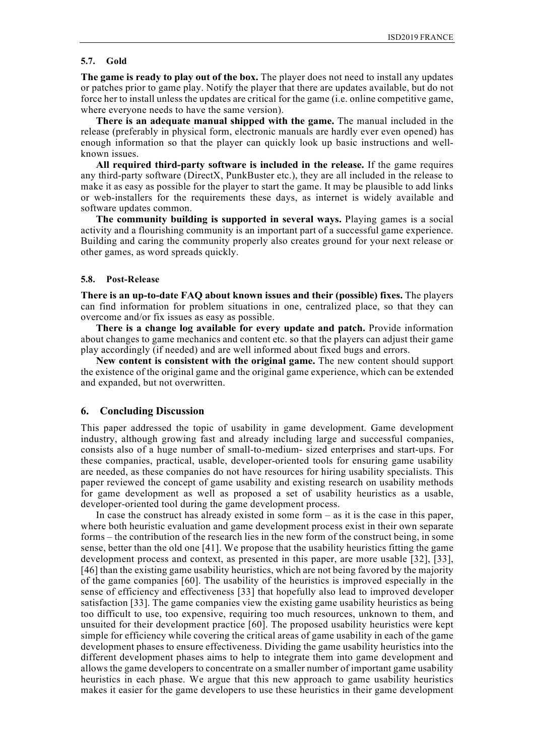### 5.7. Gold

**The game is ready to play out of the box.** The player does not need to install any updates or patches prior to game play. Notify the player that there are updates available, but do not force her to install unless the updates are critical for the game (i.e. online competitive game, where everyone needs to have the same version).

**There is an adequate manual shipped with the game.** The manual included in the release (preferably in physical form, electronic manuals are hardly ever even opened) has enough information so that the player can quickly look up basic instructions and well-known issues.

**All required third-party software is included in the release.** If the game requires any third-party software (DirectX, PunkBuster etc.), they are all included in the release to make it as easy as possible for the player to start the game. It may be plausible to add links or web-installers for the requirements these days, as internet is widely available and software updates common.

**The community building is supported in several ways.** Playing games is a social activity and a flourishing community is an important part of a successful game experience. Building and caring the community properly also creates ground for your next release or other games, as word spreads quickly.

### 5.8. Post-Release

**There is an up-to-date FAQ about known issues and their (possible) fixes.** The players can find information for problem situations in one, centralized place, so that they can overcome and/or fix issues as easy as possible.

**There is a change log available for every update and patch.** Provide information about changes to game mechanics and content etc. so that the players can adjust their game play accordingly (if needed) and are well informed about fixed bugs and errors.

**New content is consistent with the original game.** The new content should support the existence of the original game and the original game experience, which can be extended and expanded, but not overwritten.

## 6. Concluding Discussion

This paper addressed the topic of usability in game development. Game development industry, although growing fast and already including large and successful companies, consists also of a huge number of small-to-medium- sized enterprises and start-ups. For these companies, practical, usable, developer-oriented tools for ensuring game usability are needed, as these companies do not have resources for hiring usability specialists. This paper reviewed the concept of game usability and existing research on usability methods for game development as well as proposed a set of usability heuristics as a usable, developer-oriented tool during the game development process.

In case the construct has already existed in some form – as it is the case in this paper, where both heuristic evaluation and game development process exist in their own separate forms – the contribution of the research lies in the new form of the construct being, in some sense, better than the old one [41]. We propose that the usability heuristics fitting the game development process and context, as presented in this paper, are more usable [32], [33], [46] than the existing game usability heuristics, which are not being favored by the majority of the game companies [60]. The usability of the heuristics is improved especially in the sense of efficiency and effectiveness [33] that hopefully also lead to improved developer satisfaction [33]. The game companies view the existing game usability heuristics as being too difficult to use, too expensive, requiring too much resources, unknown to them, and unsuited for their development practice [60]. The proposed usability heuristics were kept simple for efficiency while covering the critical areas of game usability in each of the game development phases to ensure effectiveness. Dividing the game usability heuristics into the different development phases aims to help to integrate them into game development and allows the game developers to concentrate on a smaller number of important game usability heuristics in each phase. We argue that this new approach to game usability heuristics makes it easier for the game developers to use these heuristics in their game development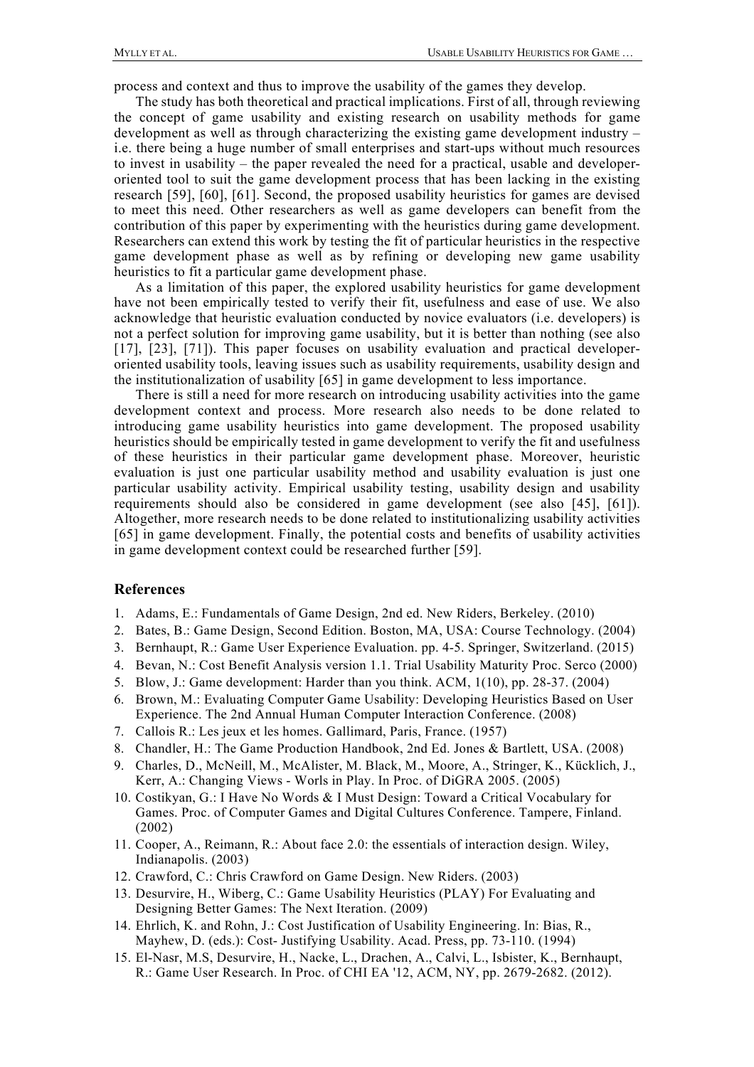process and context and thus to improve the usability of the games they develop.

The study has both theoretical and practical implications. First of all, through reviewing the concept of game usability and existing research on usability methods for game development as well as through characterizing the existing game development industry – i.e. there being a huge number of small enterprises and start-ups without much resources to invest in usability – the paper revealed the need for a practical, usable and developer-oriented tool to suit the game development process that has been lacking in the existing research [59], [60], [61]. Second, the proposed usability heuristics for games are devised to meet this need. Other researchers as well as game developers can benefit from the contribution of this paper by experimenting with the heuristics during game development. Researchers can extend this work by testing the fit of particular heuristics in the respective game development phase as well as by refining or developing new game usability heuristics to fit a particular game development phase.

As a limitation of this paper, the explored usability heuristics for game development have not been empirically tested to verify their fit, usefulness and ease of use. We also acknowledge that heuristic evaluation conducted by novice evaluators (i.e. developers) is not a perfect solution for improving game usability, but it is better than nothing (see also [17], [23], [71]). This paper focuses on usability evaluation and practical developer-oriented usability tools, leaving issues such as usability requirements, usability design and the institutionalization of usability [65] in game development to less importance.

There is still a need for more research on introducing usability activities into the game development context and process. More research also needs to be done related to introducing game usability heuristics into game development. The proposed usability heuristics should be empirically tested in game development to verify the fit and usefulness of these heuristics in their particular game development phase. Moreover, heuristic evaluation is just one particular usability method and usability evaluation is just one particular usability activity. Empirical usability testing, usability design and usability requirements should also be considered in game development (see also [45], [61]). Altogether, more research needs to be done related to institutionalizing usability activities [65] in game development. Finally, the potential costs and benefits of usability activities in game development context could be researched further [59].

## References

1. Adams, E.: Fundamentals of Game Design, 2nd ed. New Riders, Berkeley. (2010)
2. Bates, B.: Game Design, Second Edition. Boston, MA, USA: Course Technology. (2004)
3. Bernhaupt, R.: Game User Experience Evaluation. pp. 4-5. Springer, Switzerland. (2015)
4. Bevan, N.: Cost Benefit Analysis version 1.1. Trial Usability Maturity Proc. Serco (2000)
5. Blow, J.: Game development: Harder than you think. ACM, 1(10), pp. 28-37. (2004)
6. Brown, M.: Evaluating Computer Game Usability: Developing Heuristics Based on User Experience. The 2nd Annual Human Computer Interaction Conference. (2008)
7. Callois R.: Les jeux et les homes. Gallimard, Paris, France. (1957)
8. Chandler, H.: The Game Production Handbook, 2nd Ed. Jones & Bartlett, USA. (2008)
9. Charles, D., McNeill, M., McAlister, M. Black, M., Moore, A., Stringer, K., Kücklich, J., Kerr, A.: Changing Views - Worls in Play. In Proc. of DiGRA 2005. (2005)
10. Costikyan, G.: I Have No Words & I Must Design: Toward a Critical Vocabulary for Games. Proc. of Computer Games and Digital Cultures Conference. Tampere, Finland. (2002)
11. Cooper, A., Reimann, R.: About face 2.0: the essentials of interaction design. Wiley, Indianapolis. (2003)
12. Crawford, C.: Chris Crawford on Game Design. New Riders. (2003)
13. Desurvire, H., Wiberg, C.: Game Usability Heuristics (PLAY) For Evaluating and Designing Better Games: The Next Iteration. (2009)
14. Ehrlich, K. and Rohn, J.: Cost Justification of Usability Engineering. In: Bias, R., Mayhew, D. (eds.): Cost- Justifying Usability. Acad. Press, pp. 73-110. (1994)
15. El-Nasr, M.S, Desurvire, H., Nacke, L., Drachen, A., Calvi, L., Isbister, K., Bernhaupt, R.: Game User Research. In Proc. of CHI EA '12, ACM, NY, pp. 2679-2682. (2012).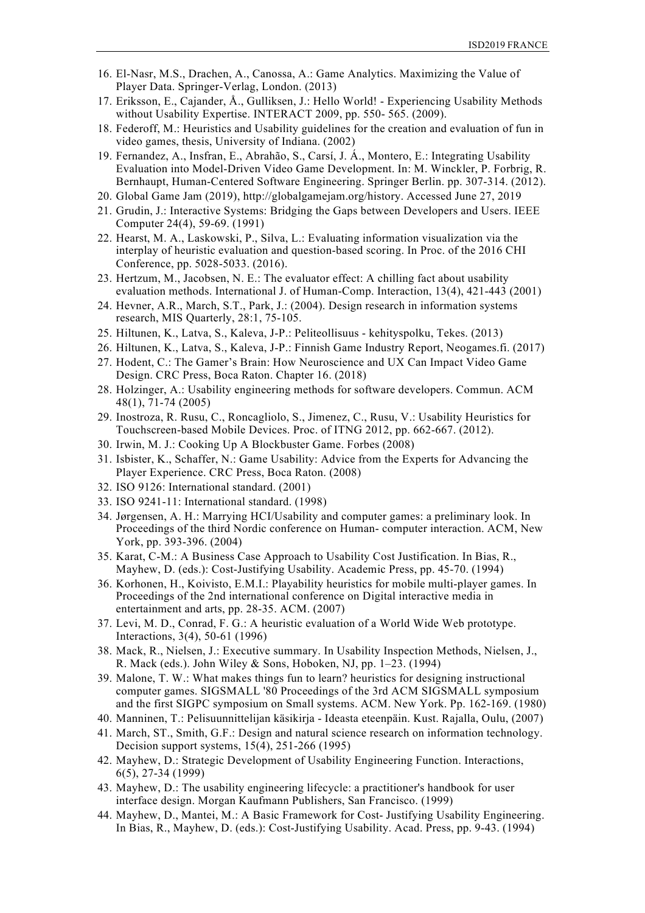16. El-Nasr, M.S., Drachen, A., Canossa, A.: Game Analytics. Maximizing the Value of Player Data. Springer-Verlag, London. (2013)
17. Eriksson, E., Cajander, Å., Gulliksen, J.: Hello World! - Experiencing Usability Methods without Usability Expertise. INTERACT 2009, pp. 550- 565. (2009).
18. Federoff, M.: Heuristics and Usability guidelines for the creation and evaluation of fun in video games, thesis, University of Indiana. (2002)
19. Fernandez, A., Insfran, E., Abrahão, S., Carsí, J. Á., Montero, E.: Integrating Usability Evaluation into Model-Driven Video Game Development. In: M. Winckler, P. Forbrig, R. Bernhaupt, Human-Centered Software Engineering. Springer Berlin. pp. 307-314. (2012).
20. Global Game Jam (2019), http://globalgamejam.org/history. Accessed June 27, 2019
21. Grudin, J.: Interactive Systems: Bridging the Gaps between Developers and Users. IEEE Computer 24(4), 59-69. (1991)
22. Hearst, M. A., Laskowski, P., Silva, L.: Evaluating information visualization via the interplay of heuristic evaluation and question-based scoring. In Proc. of the 2016 CHI Conference, pp. 5028-5033. (2016).
23. Hertzum, M., Jacobsen, N. E.: The evaluator effect: A chilling fact about usability evaluation methods. International J. of Human-Comp. Interaction, 13(4), 421-443 (2001)
24. Hevner, A.R., March, S.T., Park, J.: (2004). Design research in information systems research, MIS Quarterly, 28:1, 75-105.
25. Hiltunen, K., Latva, S., Kaleva, J-P.: Peliteollisuus - kehityspolku, Tekes. (2013)
26. Hiltunen, K., Latva, S., Kaleva, J-P.: Finnish Game Industry Report, Neogames.fi. (2017)
27. Hodent, C.: The Gamer's Brain: How Neuroscience and UX Can Impact Video Game Design. CRC Press, Boca Raton. Chapter 16. (2018)
28. Holzinger, A.: Usability engineering methods for software developers. Commun. ACM 48(1), 71-74 (2005)
29. Inostroza, R. Rusu, C., Roncagliolo, S., Jimenez, C., Rusu, V.: Usability Heuristics for Touchscreen-based Mobile Devices. Proc. of ITNG 2012, pp. 662-667. (2012).
30. Irwin, M. J.: Cooking Up A Blockbuster Game. Forbes (2008)
31. Isbister, K., Schaffer, N.: Game Usability: Advice from the Experts for Advancing the Player Experience. CRC Press, Boca Raton. (2008)
32. ISO 9126: International standard. (2001)
33. ISO 9241-11: International standard. (1998)
34. Jørgensen, A. H.: Marrying HCI/Usability and computer games: a preliminary look. In Proceedings of the third Nordic conference on Human- computer interaction. ACM, New York, pp. 393-396. (2004)
35. Karat, C-M.: A Business Case Approach to Usability Cost Justification. In Bias, R., Mayhew, D. (eds.): Cost-Justifying Usability. Academic Press, pp. 45-70. (1994)
36. Korhonen, H., Koivisto, E.M.I.: Playability heuristics for mobile multi-player games. In Proceedings of the 2nd international conference on Digital interactive media in entertainment and arts, pp. 28-35. ACM. (2007)
37. Levi, M. D., Conrad, F. G.: A heuristic evaluation of a World Wide Web prototype. Interactions, 3(4), 50-61 (1996)
38. Mack, R., Nielsen, J.: Executive summary. In Usability Inspection Methods, Nielsen, J., R. Mack (eds.). John Wiley & Sons, Hoboken, NJ, pp. 1–23. (1994)
39. Malone, T. W.: What makes things fun to learn? heuristics for designing instructional computer games. SIGSMALL '80 Proceedings of the 3rd ACM SIGSMALL symposium and the first SIGPC symposium on Small systems. ACM. New York. Pp. 162-169. (1980)
40. Manninen, T.: Pelisuunnittelijan käsikirja - Ideasta eteenpäin. Kust. Rajalla, Oulu, (2007)
41. March, ST., Smith, G.F.: Design and natural science research on information technology. Decision support systems, 15(4), 251-266 (1995)
42. Mayhew, D.: Strategic Development of Usability Engineering Function. Interactions, 6(5), 27-34 (1999)
43. Mayhew, D.: The usability engineering lifecycle: a practitioner's handbook for user interface design. Morgan Kaufmann Publishers, San Francisco. (1999)
44. Mayhew, D., Mantei, M.: A Basic Framework for Cost- Justifying Usability Engineering. In Bias, R., Mayhew, D. (eds.): Cost-Justifying Usability. Acad. Press, pp. 9-43. (1994)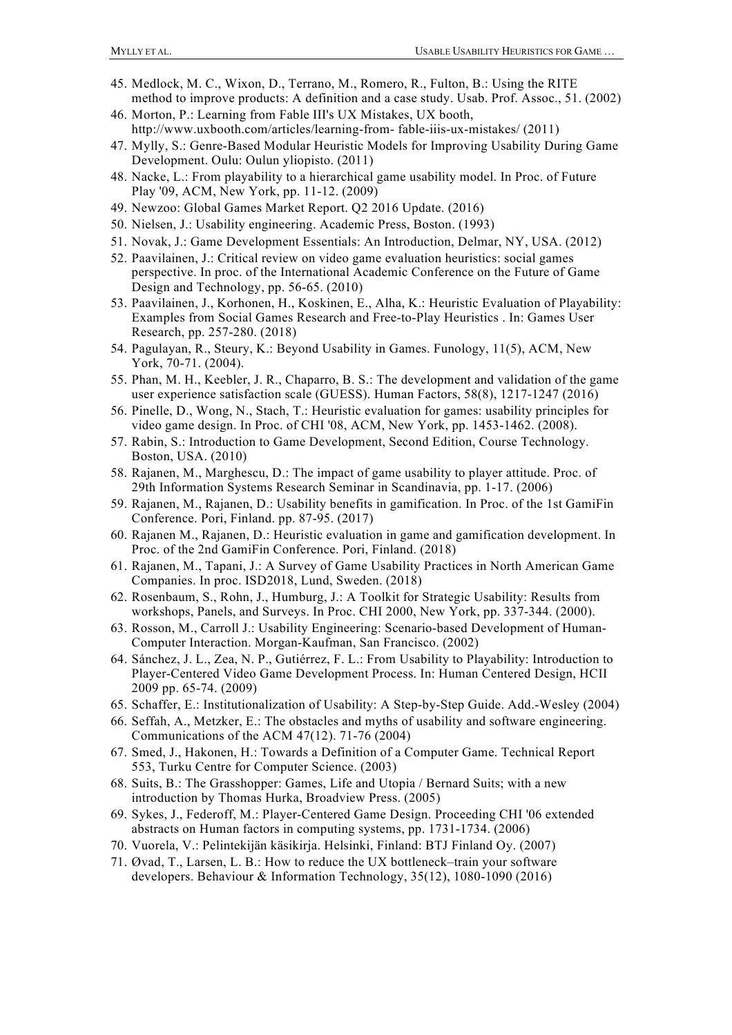45. Medlock, M. C., Wixon, D., Terrano, M., Romero, R., Fulton, B.: Using the RITE method to improve products: A definition and a case study. Usab. Prof. Assoc., 51. (2002)
46. Morton, P.: Learning from Fable III's UX Mistakes, UX booth, http://www.uxbooth.com/articles/learning-from- fable-iiis-ux-mistakes/ (2011)
47. Mylly, S.: Genre-Based Modular Heuristic Models for Improving Usability During Game Development. Oulu: Oulun yliopisto. (2011)
48. Nacke, L.: From playability to a hierarchical game usability model. In Proc. of Future Play '09, ACM, New York, pp. 11-12. (2009)
49. Newzoo: Global Games Market Report. Q2 2016 Update. (2016)
50. Nielsen, J.: Usability engineering. Academic Press, Boston. (1993)
51. Novak, J.: Game Development Essentials: An Introduction, Delmar, NY, USA. (2012)
52. Paavilainen, J.: Critical review on video game evaluation heuristics: social games perspective. In proc. of the International Academic Conference on the Future of Game Design and Technology, pp. 56-65. (2010)
53. Paavilainen, J., Korhonen, H., Koskinen, E., Alha, K.: Heuristic Evaluation of Playability: Examples from Social Games Research and Free-to-Play Heuristics . In: Games User Research, pp. 257-280. (2018)
54. Pagulayan, R., Steury, K.: Beyond Usability in Games. Funology, 11(5), ACM, New York, 70-71. (2004).
55. Phan, M. H., Keebler, J. R., Chaparro, B. S.: The development and validation of the game user experience satisfaction scale (GUESS). Human Factors, 58(8), 1217-1247 (2016)
56. Pinelle, D., Wong, N., Stach, T.: Heuristic evaluation for games: usability principles for video game design. In Proc. of CHI '08, ACM, New York, pp. 1453-1462. (2008).
57. Rabin, S.: Introduction to Game Development, Second Edition, Course Technology. Boston, USA. (2010)
58. Rajanen, M., Marghescu, D.: The impact of game usability to player attitude. Proc. of 29th Information Systems Research Seminar in Scandinavia, pp. 1-17. (2006)
59. Rajanen, M., Rajanen, D.: Usability benefits in gamification. In Proc. of the 1st GamiFin Conference. Pori, Finland. pp. 87-95. (2017)
60. Rajanen M., Rajanen, D.: Heuristic evaluation in game and gamification development. In Proc. of the 2nd GamiFin Conference. Pori, Finland. (2018)
61. Rajanen, M., Tapani, J.: A Survey of Game Usability Practices in North American Game Companies. In proc. ISD2018, Lund, Sweden. (2018)
62. Rosenbaum, S., Rohn, J., Humburg, J.: A Toolkit for Strategic Usability: Results from workshops, Panels, and Surveys. In Proc. CHI 2000, New York, pp. 337-344. (2000).
63. Rosson, M., Carroll J.: Usability Engineering: Scenario-based Development of Human-Computer Interaction. Morgan-Kaufman, San Francisco. (2002)
64. Sánchez, J. L., Zea, N. P., Gutiérrez, F. L.: From Usability to Playability: Introduction to Player-Centered Video Game Development Process. In: Human Centered Design, HCII 2009 pp. 65-74. (2009)
65. Schaffer, E.: Institutionalization of Usability: A Step-by-Step Guide. Add.-Wesley (2004)
66. Seffah, A., Metzker, E.: The obstacles and myths of usability and software engineering. Communications of the ACM 47(12). 71-76 (2004)
67. Smed, J., Hakonen, H.: Towards a Definition of a Computer Game. Technical Report 553, Turku Centre for Computer Science. (2003)
68. Suits, B.: The Grasshopper: Games, Life and Utopia / Bernard Suits; with a new introduction by Thomas Hurka, Broadview Press. (2005)
69. Sykes, J., Federoff, M.: Player-Centered Game Design. Proceeding CHI '06 extended abstracts on Human factors in computing systems, pp. 1731-1734. (2006)
70. Vuorela, V.: Pelintekijän käsikirja. Helsinki, Finland: BTJ Finland Oy. (2007)
71. Øvad, T., Larsen, L. B.: How to reduce the UX bottleneck–train your software developers. Behaviour & Information Technology, 35(12), 1080-1090 (2016)